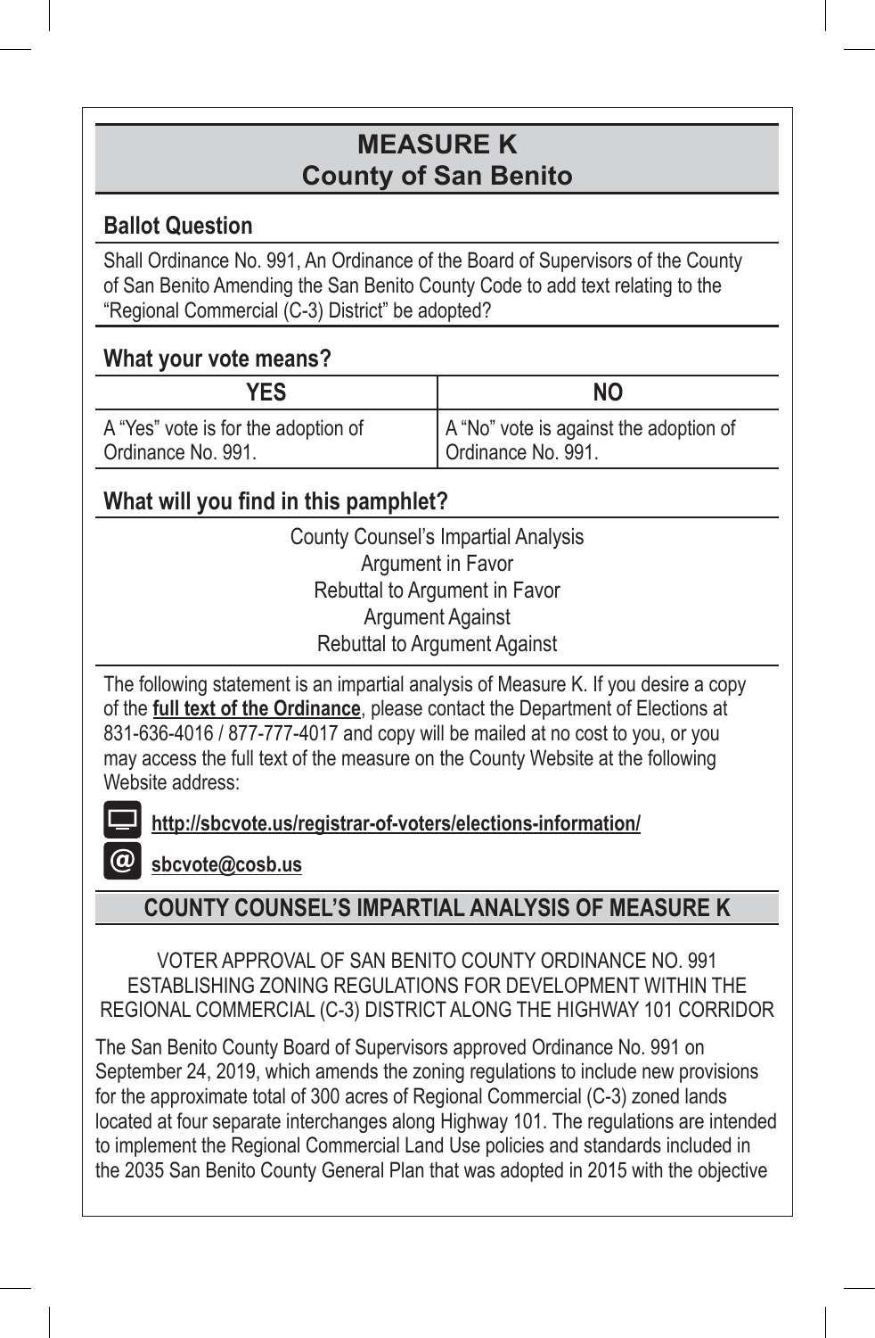# MEASURE K
## County of San Benito

### Ballot Question

Shall Ordinance No. 991, An Ordinance of the Board of Supervisors of the County of San Benito Amending the San Benito County Code to add text relating to the "Regional Commercial (C-3) District" be adopted?

### What your vote means?

| YES | NO |
|---|---|
| A "Yes" vote is for the adoption of Ordinance No. 991. | A "No" vote is against the adoption of Ordinance No. 991. |

### What will you find in this pamphlet?

County Counsel's Impartial Analysis
Argument in Favor
Rebuttal to Argument in Favor
Argument Against
Rebuttal to Argument Against

The following statement is an impartial analysis of Measure K. If you desire a copy of the **full text of the Ordinance**, please contact the Department of Elections at 831-636-4016 / 877-777-4017 and copy will be mailed at no cost to you, or you may access the full text of the measure on the County Website at the following Website address:

**http://sbcvote.us/registrar-of-voters/elections-information/**

**sbcvote@cosb.us**

## COUNTY COUNSEL'S IMPARTIAL ANALYSIS OF MEASURE K

VOTER APPROVAL OF SAN BENITO COUNTY ORDINANCE NO. 991 ESTABLISHING ZONING REGULATIONS FOR DEVELOPMENT WITHIN THE REGIONAL COMMERCIAL (C-3) DISTRICT ALONG THE HIGHWAY 101 CORRIDOR

The San Benito County Board of Supervisors approved Ordinance No. 991 on September 24, 2019, which amends the zoning regulations to include new provisions for the approximate total of 300 acres of Regional Commercial (C-3) zoned lands located at four separate interchanges along Highway 101. The regulations are intended to implement the Regional Commercial Land Use policies and standards included in the 2035 San Benito County General Plan that was adopted in 2015 with the objective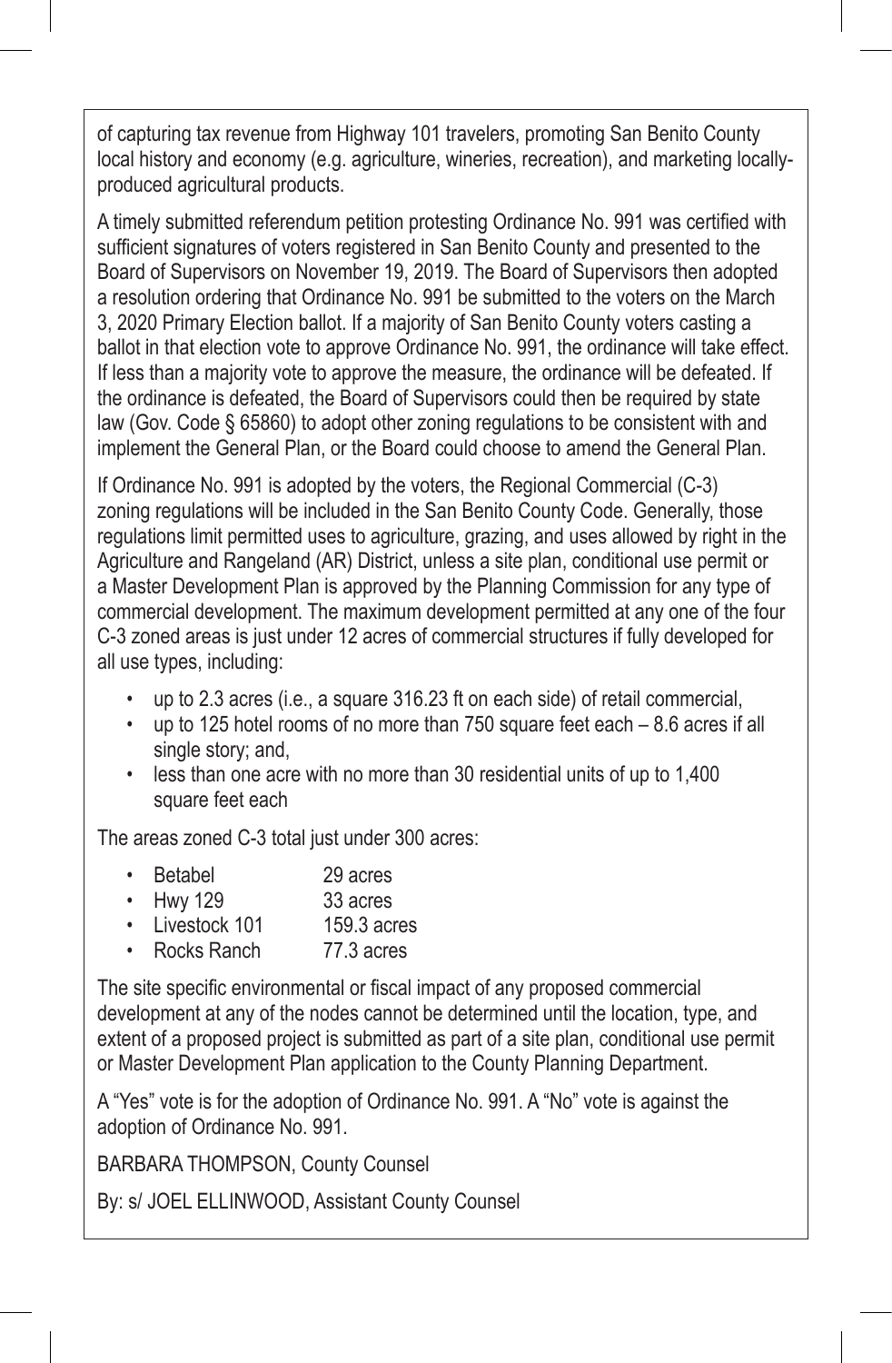of capturing tax revenue from Highway 101 travelers, promoting San Benito County local history and economy (e.g. agriculture, wineries, recreation), and marketing locally-produced agricultural products.

A timely submitted referendum petition protesting Ordinance No. 991 was certified with sufficient signatures of voters registered in San Benito County and presented to the Board of Supervisors on November 19, 2019. The Board of Supervisors then adopted a resolution ordering that Ordinance No. 991 be submitted to the voters on the March 3, 2020 Primary Election ballot. If a majority of San Benito County voters casting a ballot in that election vote to approve Ordinance No. 991, the ordinance will take effect. If less than a majority vote to approve the measure, the ordinance will be defeated. If the ordinance is defeated, the Board of Supervisors could then be required by state law (Gov. Code § 65860) to adopt other zoning regulations to be consistent with and implement the General Plan, or the Board could choose to amend the General Plan.

If Ordinance No. 991 is adopted by the voters, the Regional Commercial (C-3) zoning regulations will be included in the San Benito County Code. Generally, those regulations limit permitted uses to agriculture, grazing, and uses allowed by right in the Agriculture and Rangeland (AR) District, unless a site plan, conditional use permit or a Master Development Plan is approved by the Planning Commission for any type of commercial development. The maximum development permitted at any one of the four C-3 zoned areas is just under 12 acres of commercial structures if fully developed for all use types, including:

- up to 2.3 acres (i.e., a square 316.23 ft on each side) of retail commercial,
- up to 125 hotel rooms of no more than 750 square feet each – 8.6 acres if all single story; and,
- less than one acre with no more than 30 residential units of up to 1,400 square feet each

The areas zoned C-3 total just under 300 acres:

- Betabel 29 acres
- Hwy 129 33 acres
- Livestock 101 159.3 acres
- Rocks Ranch 77.3 acres

The site specific environmental or fiscal impact of any proposed commercial development at any of the nodes cannot be determined until the location, type, and extent of a proposed project is submitted as part of a site plan, conditional use permit or Master Development Plan application to the County Planning Department.

A "Yes" vote is for the adoption of Ordinance No. 991. A "No" vote is against the adoption of Ordinance No. 991.

BARBARA THOMPSON, County Counsel

By: s/ JOEL ELLINWOOD, Assistant County Counsel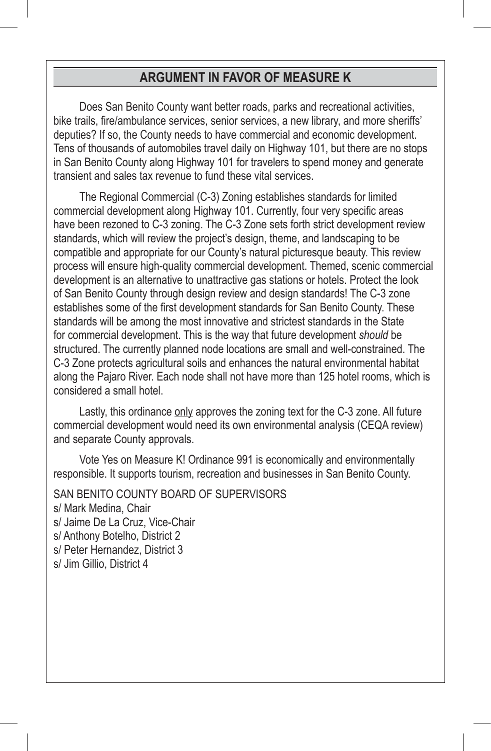## ARGUMENT IN FAVOR OF MEASURE K

Does San Benito County want better roads, parks and recreational activities, bike trails, fire/ambulance services, senior services, a new library, and more sheriffs' deputies? If so, the County needs to have commercial and economic development. Tens of thousands of automobiles travel daily on Highway 101, but there are no stops in San Benito County along Highway 101 for travelers to spend money and generate transient and sales tax revenue to fund these vital services.

The Regional Commercial (C-3) Zoning establishes standards for limited commercial development along Highway 101. Currently, four very specific areas have been rezoned to C-3 zoning. The C-3 Zone sets forth strict development review standards, which will review the project's design, theme, and landscaping to be compatible and appropriate for our County's natural picturesque beauty. This review process will ensure high-quality commercial development. Themed, scenic commercial development is an alternative to unattractive gas stations or hotels. Protect the look of San Benito County through design review and design standards! The C-3 zone establishes some of the first development standards for San Benito County. These standards will be among the most innovative and strictest standards in the State for commercial development. This is the way that future development *should* be structured. The currently planned node locations are small and well-constrained. The C-3 Zone protects agricultural soils and enhances the natural environmental habitat along the Pajaro River. Each node shall not have more than 125 hotel rooms, which is considered a small hotel.

Lastly, this ordinance only approves the zoning text for the C-3 zone. All future commercial development would need its own environmental analysis (CEQA review) and separate County approvals.

Vote Yes on Measure K! Ordinance 991 is economically and environmentally responsible. It supports tourism, recreation and businesses in San Benito County.

SAN BENITO COUNTY BOARD OF SUPERVISORS
s/ Mark Medina, Chair
s/ Jaime De La Cruz, Vice-Chair
s/ Anthony Botelho, District 2
s/ Peter Hernandez, District 3
s/ Jim Gillio, District 4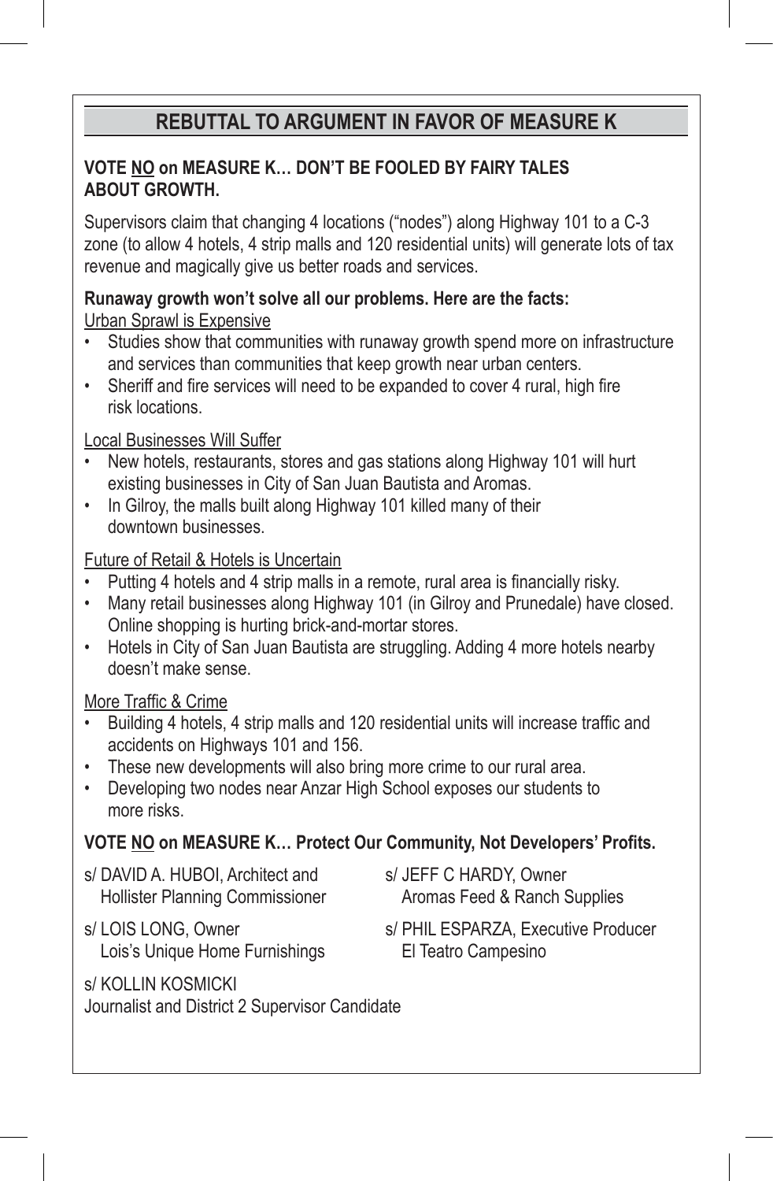## REBUTTAL TO ARGUMENT IN FAVOR OF MEASURE K

**VOTE <u>NO</u> on MEASURE K… DON'T BE FOOLED BY FAIRY TALES ABOUT GROWTH.**

Supervisors claim that changing 4 locations ("nodes") along Highway 101 to a C-3 zone (to allow 4 hotels, 4 strip malls and 120 residential units) will generate lots of tax revenue and magically give us better roads and services.

**Runaway growth won't solve all our problems. Here are the facts:**

<u>Urban Sprawl is Expensive</u>

- Studies show that communities with runaway growth spend more on infrastructure and services than communities that keep growth near urban centers.
- Sheriff and fire services will need to be expanded to cover 4 rural, high fire risk locations.

<u>Local Businesses Will Suffer</u>

- New hotels, restaurants, stores and gas stations along Highway 101 will hurt existing businesses in City of San Juan Bautista and Aromas.
- In Gilroy, the malls built along Highway 101 killed many of their downtown businesses.

<u>Future of Retail & Hotels is Uncertain</u>

- Putting 4 hotels and 4 strip malls in a remote, rural area is financially risky.
- Many retail businesses along Highway 101 (in Gilroy and Prunedale) have closed. Online shopping is hurting brick-and-mortar stores.
- Hotels in City of San Juan Bautista are struggling. Adding 4 more hotels nearby doesn't make sense.

<u>More Traffic & Crime</u>

- Building 4 hotels, 4 strip malls and 120 residential units will increase traffic and accidents on Highways 101 and 156.
- These new developments will also bring more crime to our rural area.
- Developing two nodes near Anzar High School exposes our students to more risks.

**VOTE <u>NO</u> on MEASURE K… Protect Our Community, Not Developers' Profits.**

s/ DAVID A. HUBOI, Architect and
Hollister Planning Commissioner

s/ JEFF C HARDY, Owner
Aromas Feed & Ranch Supplies

s/ LOIS LONG, Owner
Lois's Unique Home Furnishings

s/ PHIL ESPARZA, Executive Producer
El Teatro Campesino

s/ KOLLIN KOSMICKI
Journalist and District 2 Supervisor Candidate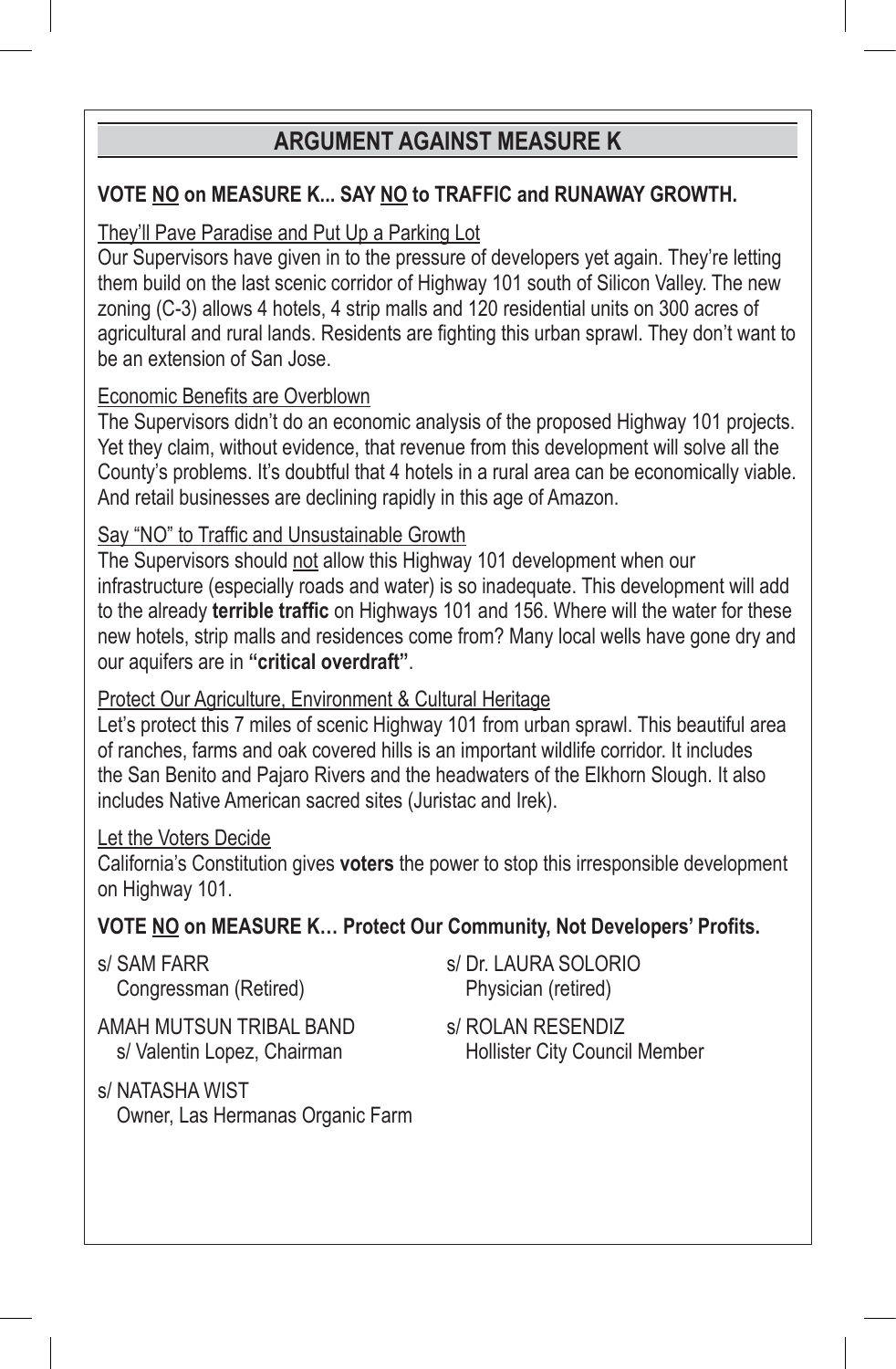## ARGUMENT AGAINST MEASURE K

**VOTE NO on MEASURE K... SAY NO to TRAFFIC and RUNAWAY GROWTH.**

They'll Pave Paradise and Put Up a Parking Lot

Our Supervisors have given in to the pressure of developers yet again. They're letting them build on the last scenic corridor of Highway 101 south of Silicon Valley. The new zoning (C-3) allows 4 hotels, 4 strip malls and 120 residential units on 300 acres of agricultural and rural lands. Residents are fighting this urban sprawl. They don't want to be an extension of San Jose.

Economic Benefits are Overblown

The Supervisors didn't do an economic analysis of the proposed Highway 101 projects. Yet they claim, without evidence, that revenue from this development will solve all the County's problems. It's doubtful that 4 hotels in a rural area can be economically viable. And retail businesses are declining rapidly in this age of Amazon.

Say "NO" to Traffic and Unsustainable Growth

The Supervisors should not allow this Highway 101 development when our infrastructure (especially roads and water) is so inadequate. This development will add to the already **terrible traffic** on Highways 101 and 156. Where will the water for these new hotels, strip malls and residences come from? Many local wells have gone dry and our aquifers are in **"critical overdraft"**.

Protect Our Agriculture, Environment & Cultural Heritage

Let's protect this 7 miles of scenic Highway 101 from urban sprawl. This beautiful area of ranches, farms and oak covered hills is an important wildlife corridor. It includes the San Benito and Pajaro Rivers and the headwaters of the Elkhorn Slough. It also includes Native American sacred sites (Juristac and Irek).

Let the Voters Decide

California's Constitution gives **voters** the power to stop this irresponsible development on Highway 101.

**VOTE NO on MEASURE K… Protect Our Community, Not Developers' Profits.**

s/ SAM FARR
Congressman (Retired)

AMAH MUTSUN TRIBAL BAND
s/ Valentin Lopez, Chairman

s/ NATASHA WIST
Owner, Las Hermanas Organic Farm

s/ Dr. LAURA SOLORIO
Physician (retired)

s/ ROLAN RESENDIZ
Hollister City Council Member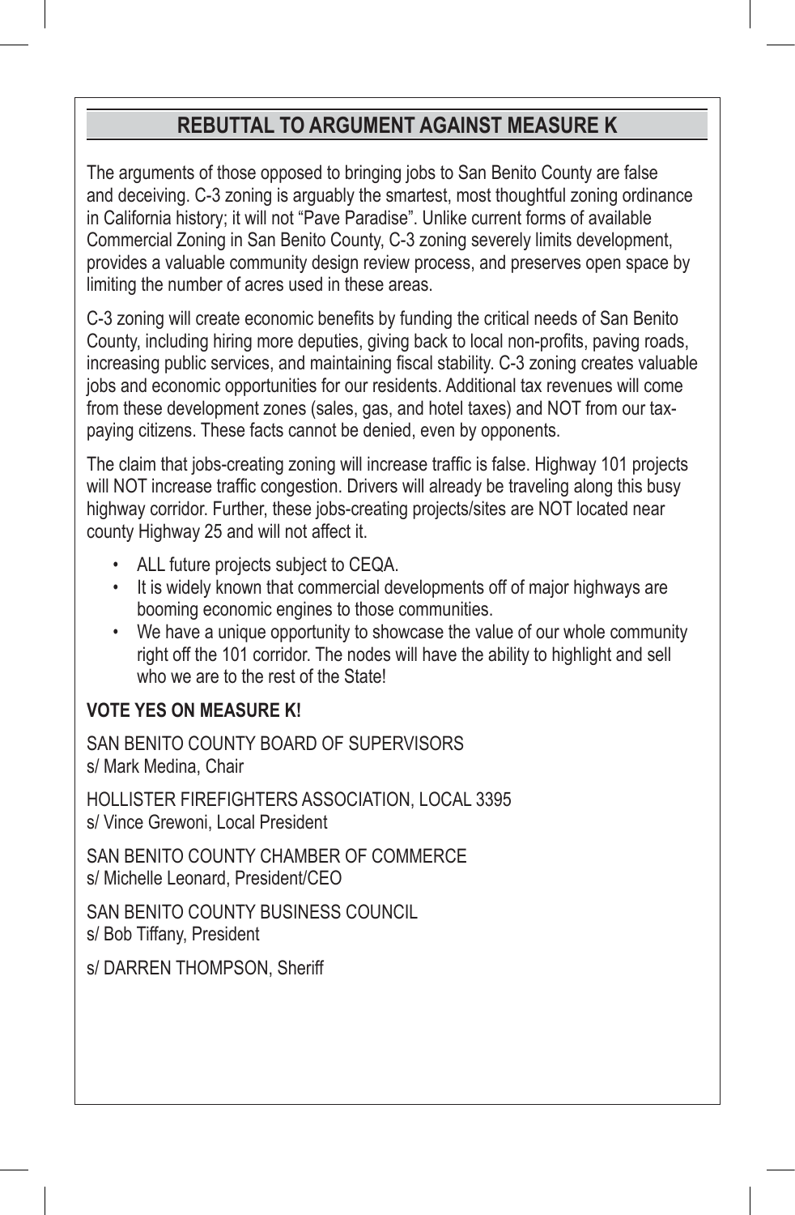## REBUTTAL TO ARGUMENT AGAINST MEASURE K

The arguments of those opposed to bringing jobs to San Benito County are false and deceiving. C-3 zoning is arguably the smartest, most thoughtful zoning ordinance in California history; it will not "Pave Paradise". Unlike current forms of available Commercial Zoning in San Benito County, C-3 zoning severely limits development, provides a valuable community design review process, and preserves open space by limiting the number of acres used in these areas.

C-3 zoning will create economic benefits by funding the critical needs of San Benito County, including hiring more deputies, giving back to local non-profits, paving roads, increasing public services, and maintaining fiscal stability. C-3 zoning creates valuable jobs and economic opportunities for our residents. Additional tax revenues will come from these development zones (sales, gas, and hotel taxes) and NOT from our tax-paying citizens. These facts cannot be denied, even by opponents.

The claim that jobs-creating zoning will increase traffic is false. Highway 101 projects will NOT increase traffic congestion. Drivers will already be traveling along this busy highway corridor. Further, these jobs-creating projects/sites are NOT located near county Highway 25 and will not affect it.

- ALL future projects subject to CEQA.
- It is widely known that commercial developments off of major highways are booming economic engines to those communities.
- We have a unique opportunity to showcase the value of our whole community right off the 101 corridor. The nodes will have the ability to highlight and sell who we are to the rest of the State!

**VOTE YES ON MEASURE K!**

SAN BENITO COUNTY BOARD OF SUPERVISORS
s/ Mark Medina, Chair

HOLLISTER FIREFIGHTERS ASSOCIATION, LOCAL 3395
s/ Vince Grewoni, Local President

SAN BENITO COUNTY CHAMBER OF COMMERCE
s/ Michelle Leonard, President/CEO

SAN BENITO COUNTY BUSINESS COUNCIL
s/ Bob Tiffany, President

s/ DARREN THOMPSON, Sheriff